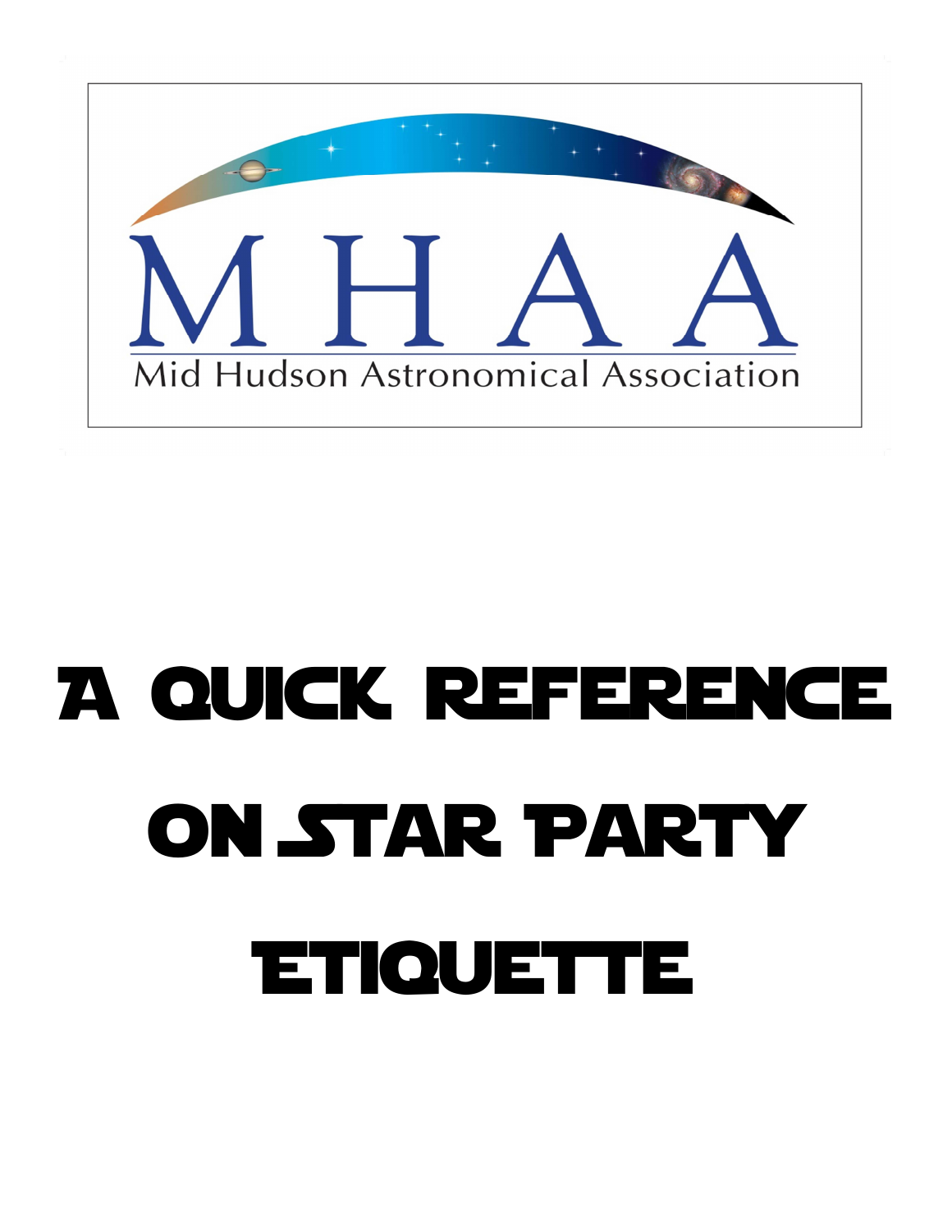MHAA

Mid Hudson Astronomical Association

# A Quick Reference on Star Party Etiquette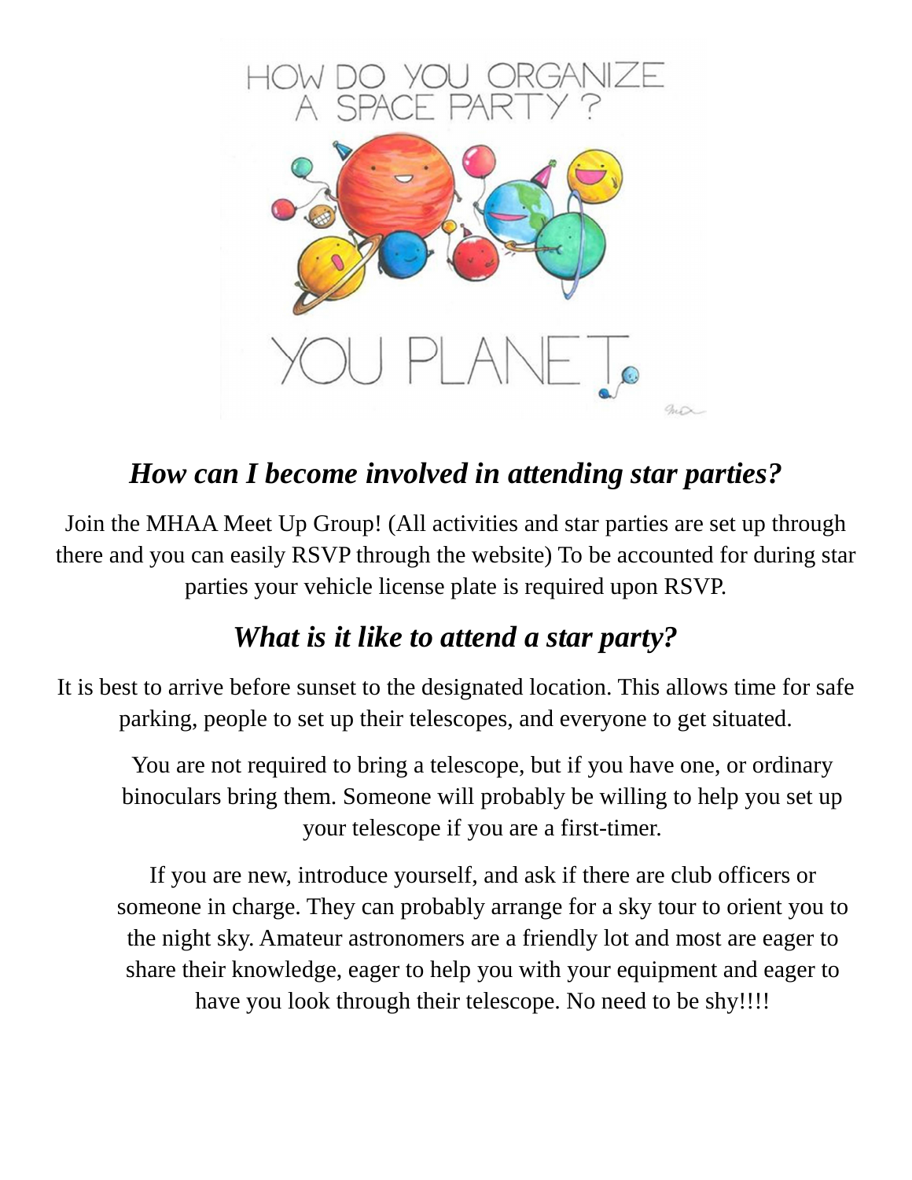## *How can I become involved in attending star parties?*

Join the MHAA Meet Up Group! (All activities and star parties are set up through there and you can easily RSVP through the website) To be accounted for during star parties your vehicle license plate is required upon RSVP.

## *What is it like to attend a star party?*

It is best to arrive before sunset to the designated location. This allows time for safe parking, people to set up their telescopes, and everyone to get situated.

You are not required to bring a telescope, but if you have one, or ordinary binoculars bring them. Someone will probably be willing to help you set up your telescope if you are a first-timer.

If you are new, introduce yourself, and ask if there are club officers or someone in charge. They can probably arrange for a sky tour to orient you to the night sky. Amateur astronomers are a friendly lot and most are eager to share their knowledge, eager to help you with your equipment and eager to have you look through their telescope. No need to be shy!!!!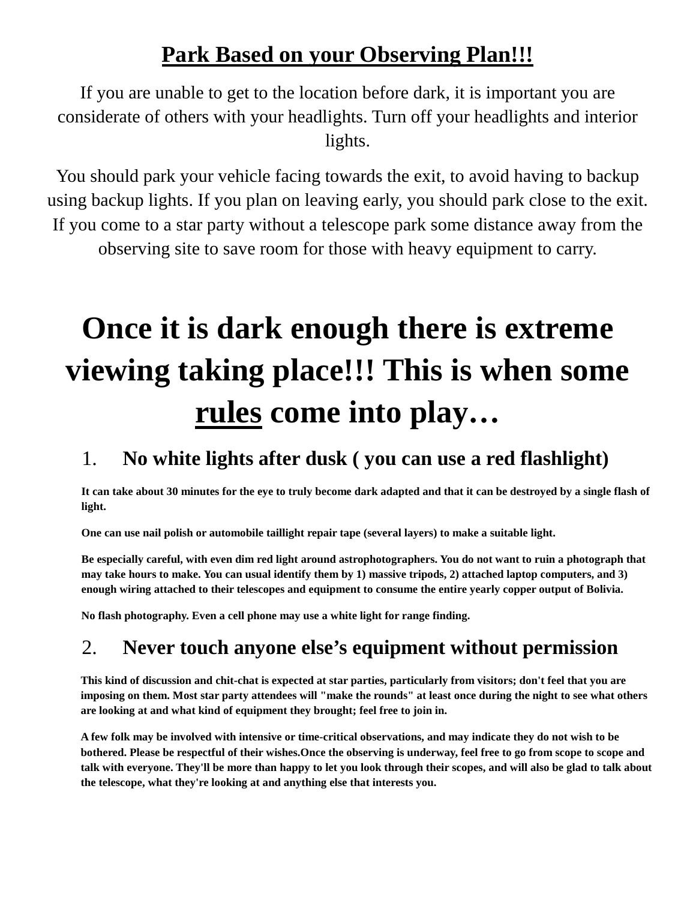## <u>Park Based on your Observing Plan!!!</u>

If you are unable to get to the location before dark, it is important you are considerate of others with your headlights. Turn off your headlights and interior lights.

You should park your vehicle facing towards the exit, to avoid having to backup using backup lights. If you plan on leaving early, you should park close to the exit. If you come to a star party without a telescope park some distance away from the observing site to save room for those with heavy equipment to carry.

# Once it is dark enough there is extreme viewing taking place!!! This is when some <u>rules</u> come into play…

### 1. No white lights after dusk ( you can use a red flashlight)

**It can take about 30 minutes for the eye to truly become dark adapted and that it can be destroyed by a single flash of light.**

**One can use nail polish or automobile taillight repair tape (several layers) to make a suitable light.**

**Be especially careful, with even dim red light around astrophotographers. You do not want to ruin a photograph that may take hours to make. You can usual identify them by 1) massive tripods, 2) attached laptop computers, and 3) enough wiring attached to their telescopes and equipment to consume the entire yearly copper output of Bolivia.**

**No flash photography. Even a cell phone may use a white light for range finding.**

### 2. Never touch anyone else's equipment without permission

**This kind of discussion and chit-chat is expected at star parties, particularly from visitors; don't feel that you are imposing on them. Most star party attendees will "make the rounds" at least once during the night to see what others are looking at and what kind of equipment they brought; feel free to join in.**

**A few folk may be involved with intensive or time-critical observations, and may indicate they do not wish to be bothered. Please be respectful of their wishes.Once the observing is underway, feel free to go from scope to scope and talk with everyone. They'll be more than happy to let you look through their scopes, and will also be glad to talk about the telescope, what they're looking at and anything else that interests you.**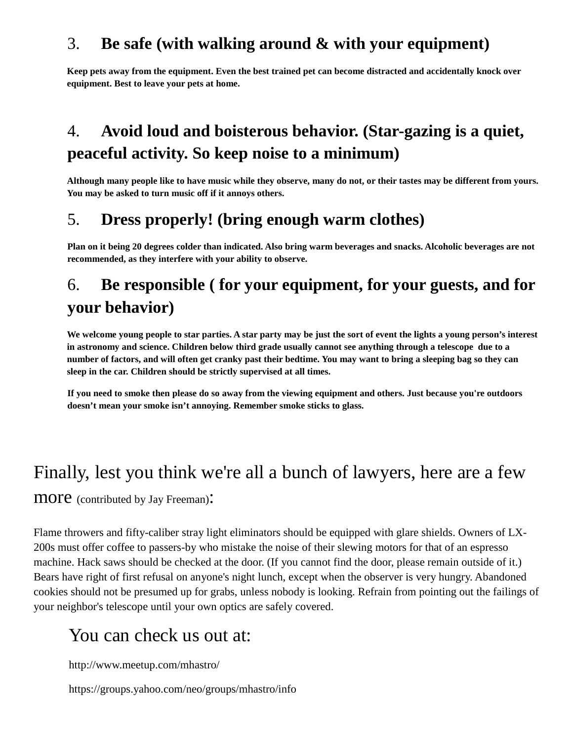### 3. Be safe (with walking around & with your equipment)

**Keep pets away from the equipment. Even the best trained pet can become distracted and accidentally knock over equipment. Best to leave your pets at home.**

### 4. Avoid loud and boisterous behavior. (Star-gazing is a quiet, peaceful activity. So keep noise to a minimum)

**Although many people like to have music while they observe, many do not, or their tastes may be different from yours. You may be asked to turn music off if it annoys others.**

### 5. Dress properly! (bring enough warm clothes)

**Plan on it being 20 degrees colder than indicated. Also bring warm beverages and snacks. Alcoholic beverages are not recommended, as they interfere with your ability to observe.**

### 6. Be responsible ( for your equipment, for your guests, and for your behavior)

**We welcome young people to star parties. A star party may be just the sort of event the lights a young person's interest in astronomy and science. Children below third grade usually cannot see anything through a telescope due to a number of factors, and will often get cranky past their bedtime. You may want to bring a sleeping bag so they can sleep in the car. Children should be strictly supervised at all times.**

**If you need to smoke then please do so away from the viewing equipment and others. Just because you're outdoors doesn't mean your smoke isn't annoying. Remember smoke sticks to glass.**

## Finally, lest you think we're all a bunch of lawyers, here are a few more (contributed by Jay Freeman):

Flame throwers and fifty-caliber stray light eliminators should be equipped with glare shields. Owners of LX-200s must offer coffee to passers-by who mistake the noise of their slewing motors for that of an espresso machine. Hack saws should be checked at the door. (If you cannot find the door, please remain outside of it.) Bears have right of first refusal on anyone's night lunch, except when the observer is very hungry. Abandoned cookies should not be presumed up for grabs, unless nobody is looking. Refrain from pointing out the failings of your neighbor's telescope until your own optics are safely covered.

## You can check us out at:

http://www.meetup.com/mhastro/

https://groups.yahoo.com/neo/groups/mhastro/info